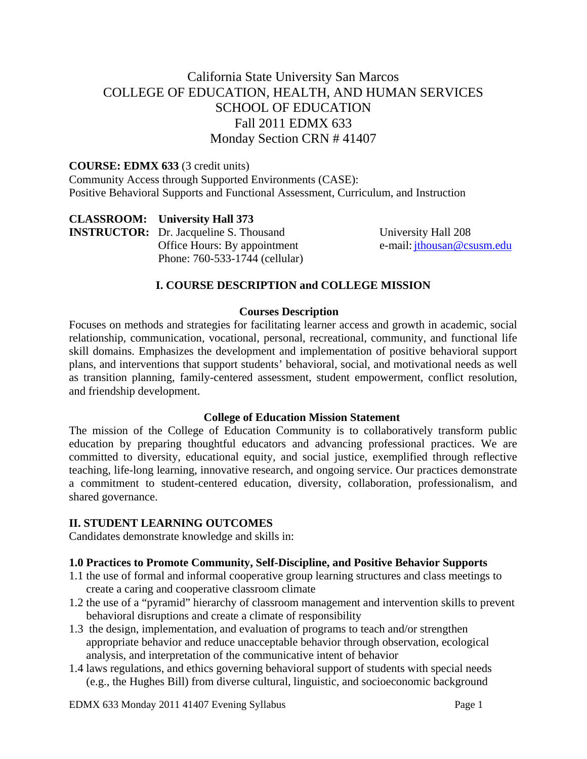# California State University San Marcos
# COLLEGE OF EDUCATION, HEALTH, AND HUMAN SERVICES
# SCHOOL OF EDUCATION
# Fall 2011 EDMX 633
# Monday Section CRN # 41407

**COURSE: EDMX 633** (3 credit units)
Community Access through Supported Environments (CASE):
Positive Behavioral Supports and Functional Assessment, Curriculum, and Instruction

**CLASSROOM: University Hall 373**
**INSTRUCTOR:** Dr. Jacqueline S. Thousand
Office Hours: By appointment
Phone: 760-533-1744 (cellular)
University Hall 208
e-mail: jthousan@csusm.edu

## I. COURSE DESCRIPTION and COLLEGE MISSION

### Courses Description

Focuses on methods and strategies for facilitating learner access and growth in academic, social relationship, communication, vocational, personal, recreational, community, and functional life skill domains. Emphasizes the development and implementation of positive behavioral support plans, and interventions that support students' behavioral, social, and motivational needs as well as transition planning, family-centered assessment, student empowerment, conflict resolution, and friendship development.

### College of Education Mission Statement

The mission of the College of Education Community is to collaboratively transform public education by preparing thoughtful educators and advancing professional practices. We are committed to diversity, educational equity, and social justice, exemplified through reflective teaching, life-long learning, innovative research, and ongoing service. Our practices demonstrate a commitment to student-centered education, diversity, collaboration, professionalism, and shared governance.

## II. STUDENT LEARNING OUTCOMES

Candidates demonstrate knowledge and skills in:

**1.0 Practices to Promote Community, Self-Discipline, and Positive Behavior Supports**

1.1 the use of formal and informal cooperative group learning structures and class meetings to create a caring and cooperative classroom climate
1.2 the use of a "pyramid" hierarchy of classroom management and intervention skills to prevent behavioral disruptions and create a climate of responsibility
1.3 the design, implementation, and evaluation of programs to teach and/or strengthen appropriate behavior and reduce unacceptable behavior through observation, ecological analysis, and interpretation of the communicative intent of behavior
1.4 laws regulations, and ethics governing behavioral support of students with special needs (e.g., the Hughes Bill) from diverse cultural, linguistic, and socioeconomic background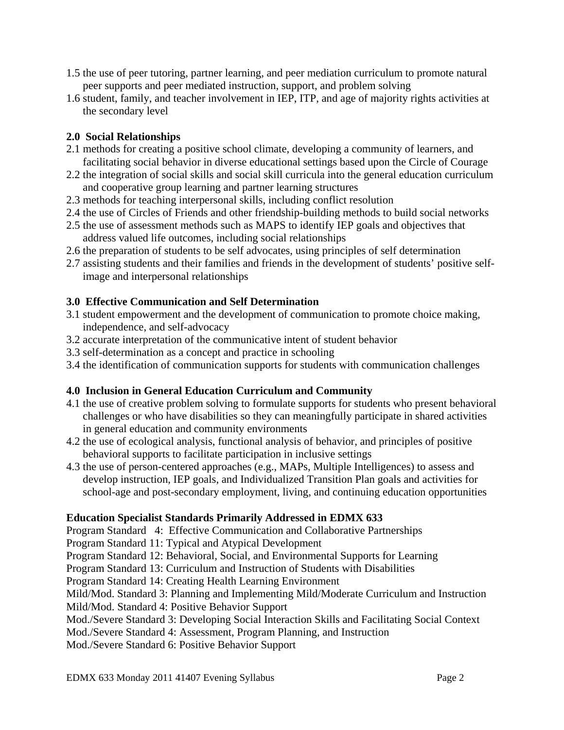1.5 the use of peer tutoring, partner learning, and peer mediation curriculum to promote natural peer supports and peer mediated instruction, support, and problem solving
1.6 student, family, and teacher involvement in IEP, ITP, and age of majority rights activities at the secondary level

**2.0 Social Relationships**

2.1 methods for creating a positive school climate, developing a community of learners, and facilitating social behavior in diverse educational settings based upon the Circle of Courage
2.2 the integration of social skills and social skill curricula into the general education curriculum and cooperative group learning and partner learning structures
2.3 methods for teaching interpersonal skills, including conflict resolution
2.4 the use of Circles of Friends and other friendship-building methods to build social networks
2.5 the use of assessment methods such as MAPS to identify IEP goals and objectives that address valued life outcomes, including social relationships
2.6 the preparation of students to be self advocates, using principles of self determination
2.7 assisting students and their families and friends in the development of students' positive self-image and interpersonal relationships

**3.0 Effective Communication and Self Determination**

3.1 student empowerment and the development of communication to promote choice making, independence, and self-advocacy
3.2 accurate interpretation of the communicative intent of student behavior
3.3 self-determination as a concept and practice in schooling
3.4 the identification of communication supports for students with communication challenges

**4.0 Inclusion in General Education Curriculum and Community**

4.1 the use of creative problem solving to formulate supports for students who present behavioral challenges or who have disabilities so they can meaningfully participate in shared activities in general education and community environments
4.2 the use of ecological analysis, functional analysis of behavior, and principles of positive behavioral supports to facilitate participation in inclusive settings
4.3 the use of person-centered approaches (e.g., MAPs, Multiple Intelligences) to assess and develop instruction, IEP goals, and Individualized Transition Plan goals and activities for school-age and post-secondary employment, living, and continuing education opportunities

**Education Specialist Standards Primarily Addressed in EDMX 633**

Program Standard 4: Effective Communication and Collaborative Partnerships
Program Standard 11: Typical and Atypical Development
Program Standard 12: Behavioral, Social, and Environmental Supports for Learning
Program Standard 13: Curriculum and Instruction of Students with Disabilities
Program Standard 14: Creating Health Learning Environment
Mild/Mod. Standard 3: Planning and Implementing Mild/Moderate Curriculum and Instruction
Mild/Mod. Standard 4: Positive Behavior Support
Mod./Severe Standard 3: Developing Social Interaction Skills and Facilitating Social Context
Mod./Severe Standard 4: Assessment, Program Planning, and Instruction
Mod./Severe Standard 6: Positive Behavior Support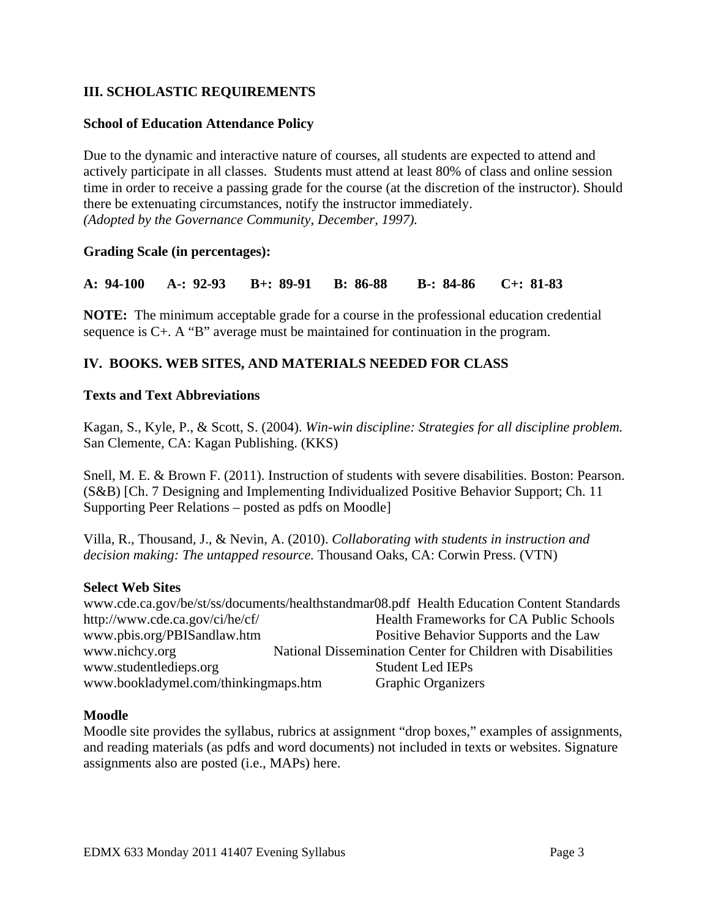## III. SCHOLASTIC REQUIREMENTS

### School of Education Attendance Policy

Due to the dynamic and interactive nature of courses, all students are expected to attend and actively participate in all classes. Students must attend at least 80% of class and online session time in order to receive a passing grade for the course (at the discretion of the instructor). Should there be extenuating circumstances, notify the instructor immediately.
*(Adopted by the Governance Community, December, 1997).*

### Grading Scale (in percentages):

**A: 94-100 A-: 92-93 B+: 89-91 B: 86-88 B-: 84-86 C+: 81-83**

**NOTE:** The minimum acceptable grade for a course in the professional education credential sequence is C+. A "B" average must be maintained for continuation in the program.

## IV. BOOKS. WEB SITES, AND MATERIALS NEEDED FOR CLASS

### Texts and Text Abbreviations

Kagan, S., Kyle, P., & Scott, S. (2004). *Win-win discipline: Strategies for all discipline problem.* San Clemente, CA: Kagan Publishing. (KKS)

Snell, M. E. & Brown F. (2011). Instruction of students with severe disabilities. Boston: Pearson. (S&B) [Ch. 7 Designing and Implementing Individualized Positive Behavior Support; Ch. 11 Supporting Peer Relations – posted as pdfs on Moodle]

Villa, R., Thousand, J., & Nevin, A. (2010). *Collaborating with students in instruction and decision making: The untapped resource.* Thousand Oaks, CA: Corwin Press. (VTN)

### Select Web Sites

| | |
|---|---|
| www.cde.ca.gov/be/st/ss/documents/healthstandmar08.pdf | Health Education Content Standards |
| http://www.cde.ca.gov/ci/he/cf/ | Health Frameworks for CA Public Schools |
| www.pbis.org/PBISandlaw.htm | Positive Behavior Supports and the Law |
| www.nichcy.org | National Dissemination Center for Children with Disabilities |
| www.studentledieps.org | Student Led IEPs |
| www.bookladymel.com/thinkingmaps.htm | Graphic Organizers |

### Moodle

Moodle site provides the syllabus, rubrics at assignment "drop boxes," examples of assignments, and reading materials (as pdfs and word documents) not included in texts or websites. Signature assignments also are posted (i.e., MAPs) here.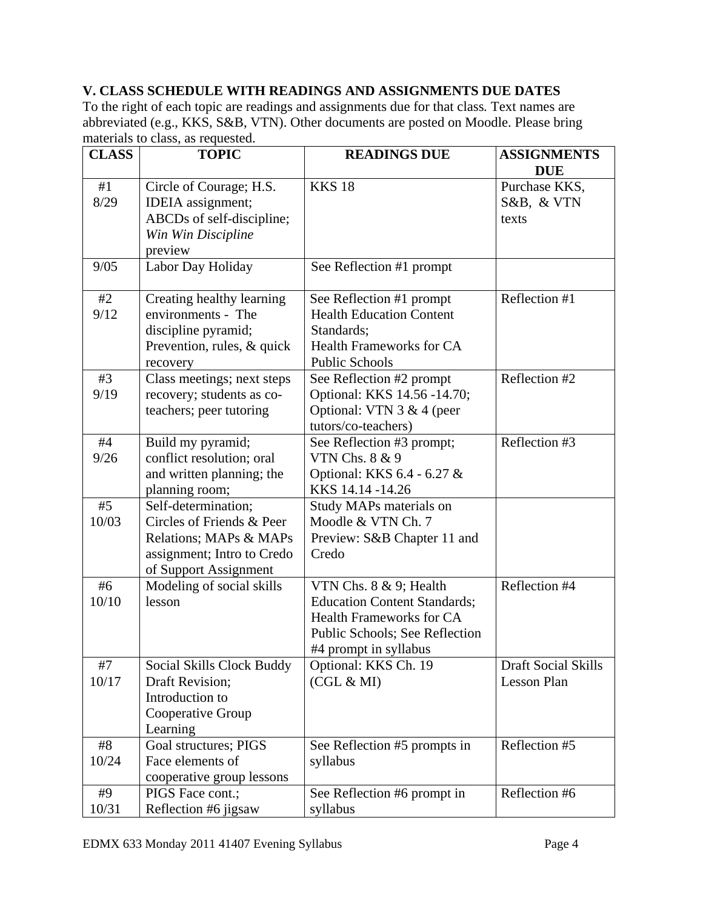### V. CLASS SCHEDULE WITH READINGS AND ASSIGNMENTS DUE DATES

To the right of each topic are readings and assignments due for that class. Text names are abbreviated (e.g., KKS, S&B, VTN). Other documents are posted on Moodle. Please bring materials to class, as requested.

| CLASS | TOPIC | READINGS DUE | ASSIGNMENTS DUE |
|---|---|---|---|
| #1 8/29 | Circle of Courage; H.S. IDEIA assignment; ABCDs of self-discipline; *Win Win Discipline* preview | KKS 18 | Purchase KKS, S&B, & VTN texts |
| 9/05 | Labor Day Holiday | See Reflection #1 prompt | |
| #2 9/12 | Creating healthy learning environments - The discipline pyramid; Prevention, rules, & quick recovery | See Reflection #1 prompt Health Education Content Standards; Health Frameworks for CA Public Schools | Reflection #1 |
| #3 9/19 | Class meetings; next steps recovery; students as co-teachers; peer tutoring | See Reflection #2 prompt Optional: KKS 14.56 -14.70; Optional: VTN 3 & 4 (peer tutors/co-teachers) | Reflection #2 |
| #4 9/26 | Build my pyramid; conflict resolution; oral and written planning; the planning room; | See Reflection #3 prompt; VTN Chs. 8 & 9 Optional: KKS 6.4 - 6.27 & KKS 14.14 -14.26 | Reflection #3 |
| #5 10/03 | Self-determination; Circles of Friends & Peer Relations; MAPs & MAPs assignment; Intro to Credo of Support Assignment | Study MAPs materials on Moodle & VTN Ch. 7 Preview: S&B Chapter 11 and Credo | |
| #6 10/10 | Modeling of social skills lesson | VTN Chs. 8 & 9; Health Education Content Standards; Health Frameworks for CA Public Schools; See Reflection #4 prompt in syllabus | Reflection #4 |
| #7 10/17 | Social Skills Clock Buddy Draft Revision; Introduction to Cooperative Group Learning | Optional: KKS Ch. 19 (CGL & MI) | Draft Social Skills Lesson Plan |
| #8 10/24 | Goal structures; PIGS Face elements of cooperative group lessons | See Reflection #5 prompts in syllabus | Reflection #5 |
| #9 10/31 | PIGS Face cont.; Reflection #6 jigsaw | See Reflection #6 prompt in syllabus | Reflection #6 |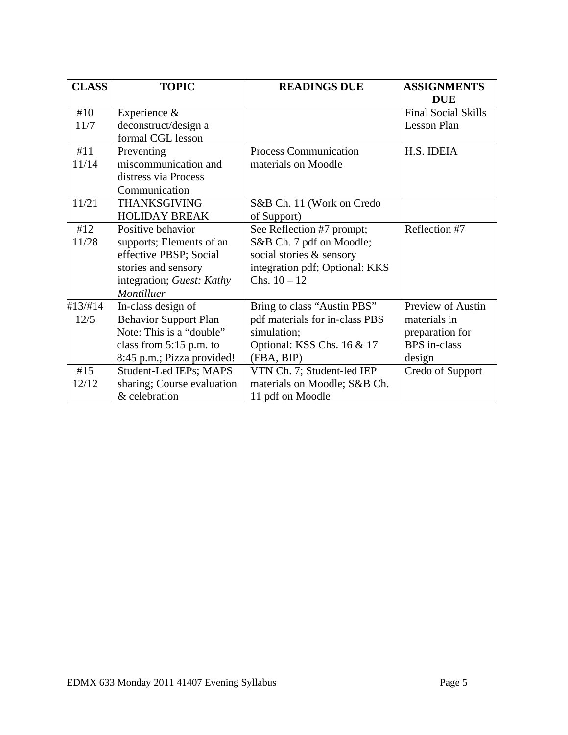| CLASS | TOPIC | READINGS DUE | ASSIGNMENTS DUE |
|---|---|---|---|
| #10 11/7 | Experience & deconstruct/design a formal CGL lesson | | Final Social Skills Lesson Plan |
| #11 11/14 | Preventing miscommunication and distress via Process Communication | Process Communication materials on Moodle | H.S. IDEIA |
| 11/21 | THANKSGIVING HOLIDAY BREAK | S&B Ch. 11 (Work on Credo of Support) | |
| #12 11/28 | Positive behavior supports; Elements of an effective PBSP; Social stories and sensory integration; *Guest: Kathy Montilluer* | See Reflection #7 prompt; S&B Ch. 7 pdf on Moodle; social stories & sensory integration pdf; Optional: KKS Chs. 10 – 12 | Reflection #7 |
| #13/#14 12/5 | In-class design of Behavior Support Plan Note: This is a "double" class from 5:15 p.m. to 8:45 p.m.; Pizza provided! | Bring to class "Austin PBS" pdf materials for in-class PBS simulation; Optional: KSS Chs. 16 & 17 (FBA, BIP) | Preview of Austin materials in preparation for BPS in-class design |
| #15 12/12 | Student-Led IEPs; MAPS sharing; Course evaluation & celebration | VTN Ch. 7; Student-led IEP materials on Moodle; S&B Ch. 11 pdf on Moodle | Credo of Support |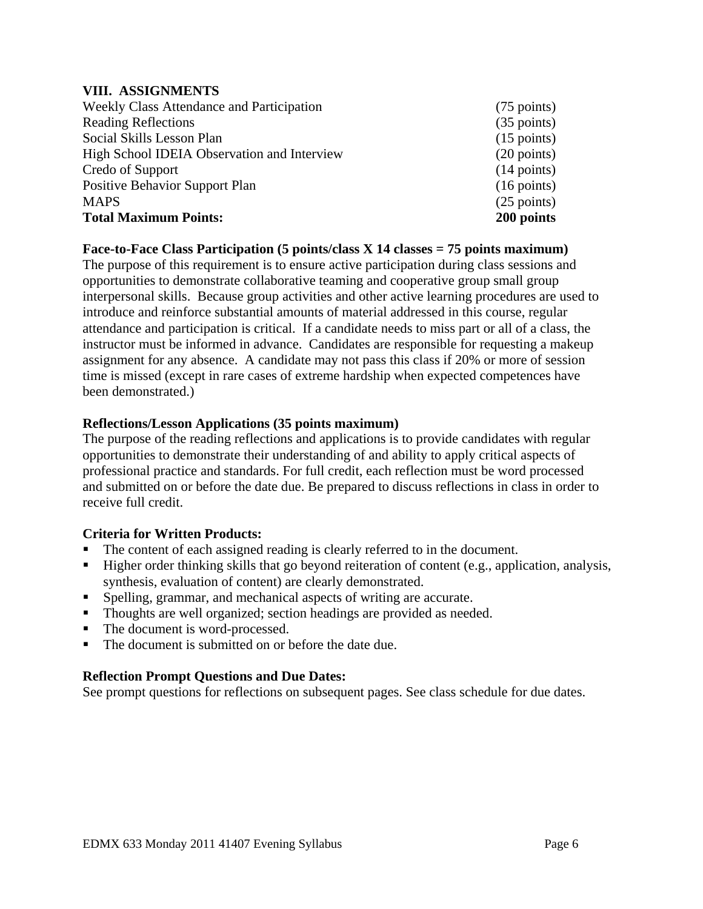## VIII. ASSIGNMENTS

| Assignment | Points |
|---|---|
| Weekly Class Attendance and Participation | (75 points) |
| Reading Reflections | (35 points) |
| Social Skills Lesson Plan | (15 points) |
| High School IDEIA Observation and Interview | (20 points) |
| Credo of Support | (14 points) |
| Positive Behavior Support Plan | (16 points) |
| MAPS | (25 points) |
| **Total Maximum Points:** | **200 points** |

**Face-to-Face Class Participation (5 points/class X 14 classes = 75 points maximum)**

The purpose of this requirement is to ensure active participation during class sessions and opportunities to demonstrate collaborative teaming and cooperative group small group interpersonal skills. Because group activities and other active learning procedures are used to introduce and reinforce substantial amounts of material addressed in this course, regular attendance and participation is critical. If a candidate needs to miss part or all of a class, the instructor must be informed in advance. Candidates are responsible for requesting a makeup assignment for any absence. A candidate may not pass this class if 20% or more of session time is missed (except in rare cases of extreme hardship when expected competences have been demonstrated.)

**Reflections/Lesson Applications (35 points maximum)**

The purpose of the reading reflections and applications is to provide candidates with regular opportunities to demonstrate their understanding of and ability to apply critical aspects of professional practice and standards. For full credit, each reflection must be word processed and submitted on or before the date due. Be prepared to discuss reflections in class in order to receive full credit.

**Criteria for Written Products:**

- The content of each assigned reading is clearly referred to in the document.
- Higher order thinking skills that go beyond reiteration of content (e.g., application, analysis, synthesis, evaluation of content) are clearly demonstrated.
- Spelling, grammar, and mechanical aspects of writing are accurate.
- Thoughts are well organized; section headings are provided as needed.
- The document is word-processed.
- The document is submitted on or before the date due.

**Reflection Prompt Questions and Due Dates:**

See prompt questions for reflections on subsequent pages. See class schedule for due dates.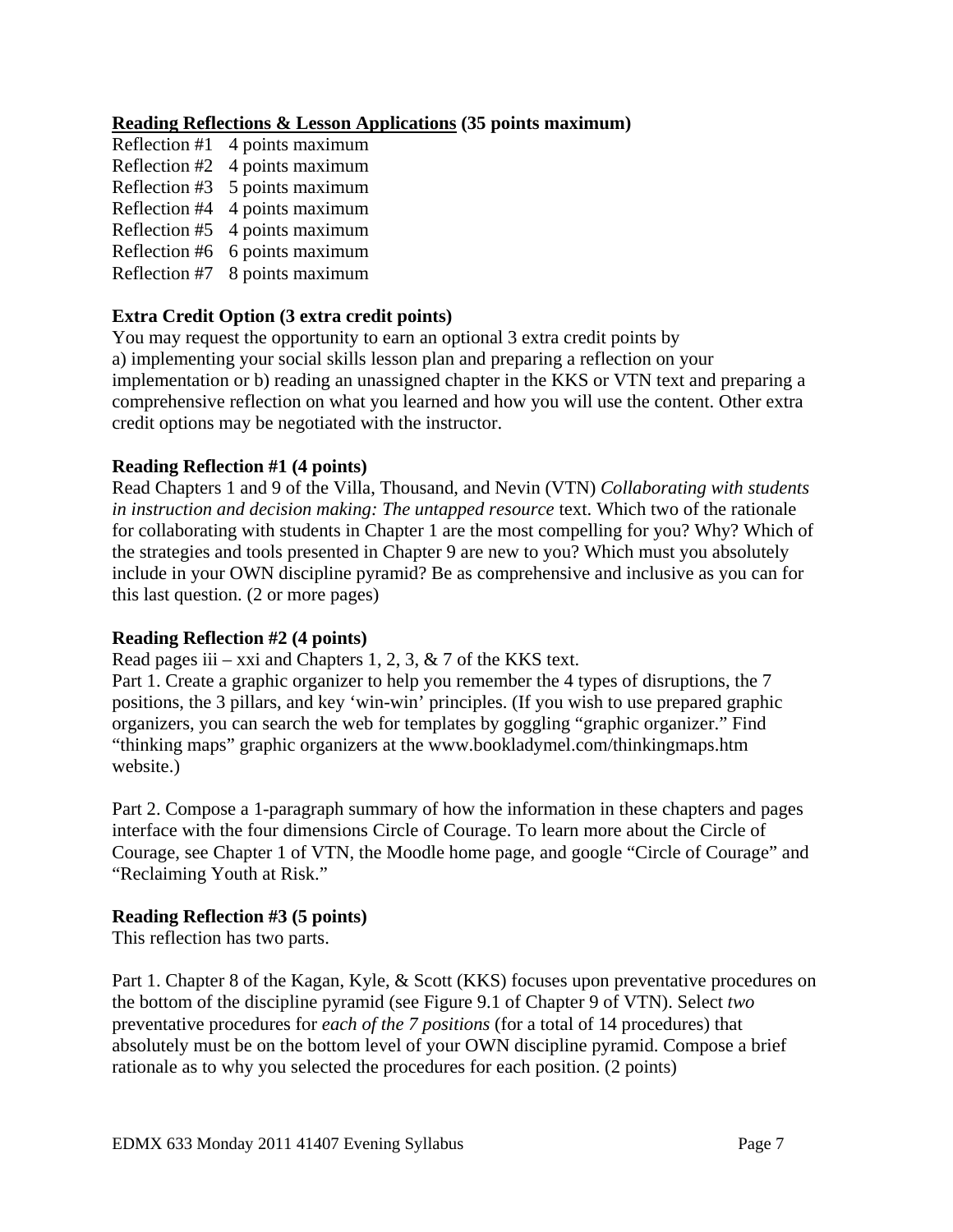**<u>Reading Reflections & Lesson Applications</u> (35 points maximum)**

Reflection #1 4 points maximum
Reflection #2 4 points maximum
Reflection #3 5 points maximum
Reflection #4 4 points maximum
Reflection #5 4 points maximum
Reflection #6 6 points maximum
Reflection #7 8 points maximum

**Extra Credit Option (3 extra credit points)**

You may request the opportunity to earn an optional 3 extra credit points by a) implementing your social skills lesson plan and preparing a reflection on your implementation or b) reading an unassigned chapter in the KKS or VTN text and preparing a comprehensive reflection on what you learned and how you will use the content. Other extra credit options may be negotiated with the instructor.

**Reading Reflection #1 (4 points)**

Read Chapters 1 and 9 of the Villa, Thousand, and Nevin (VTN) *Collaborating with students in instruction and decision making: The untapped resource* text. Which two of the rationale for collaborating with students in Chapter 1 are the most compelling for you? Why? Which of the strategies and tools presented in Chapter 9 are new to you? Which must you absolutely include in your OWN discipline pyramid? Be as comprehensive and inclusive as you can for this last question. (2 or more pages)

**Reading Reflection #2 (4 points)**

Read pages iii – xxi and Chapters 1, 2, 3, & 7 of the KKS text.
Part 1. Create a graphic organizer to help you remember the 4 types of disruptions, the 7 positions, the 3 pillars, and key 'win-win' principles. (If you wish to use prepared graphic organizers, you can search the web for templates by goggling "graphic organizer." Find "thinking maps" graphic organizers at the www.bookladymel.com/thinkingmaps.htm website.)

Part 2. Compose a 1-paragraph summary of how the information in these chapters and pages interface with the four dimensions Circle of Courage. To learn more about the Circle of Courage, see Chapter 1 of VTN, the Moodle home page, and google "Circle of Courage" and "Reclaiming Youth at Risk."

**Reading Reflection #3 (5 points)**

This reflection has two parts.

Part 1. Chapter 8 of the Kagan, Kyle, & Scott (KKS) focuses upon preventative procedures on the bottom of the discipline pyramid (see Figure 9.1 of Chapter 9 of VTN). Select *two* preventative procedures for *each of the 7 positions* (for a total of 14 procedures) that absolutely must be on the bottom level of your OWN discipline pyramid. Compose a brief rationale as to why you selected the procedures for each position. (2 points)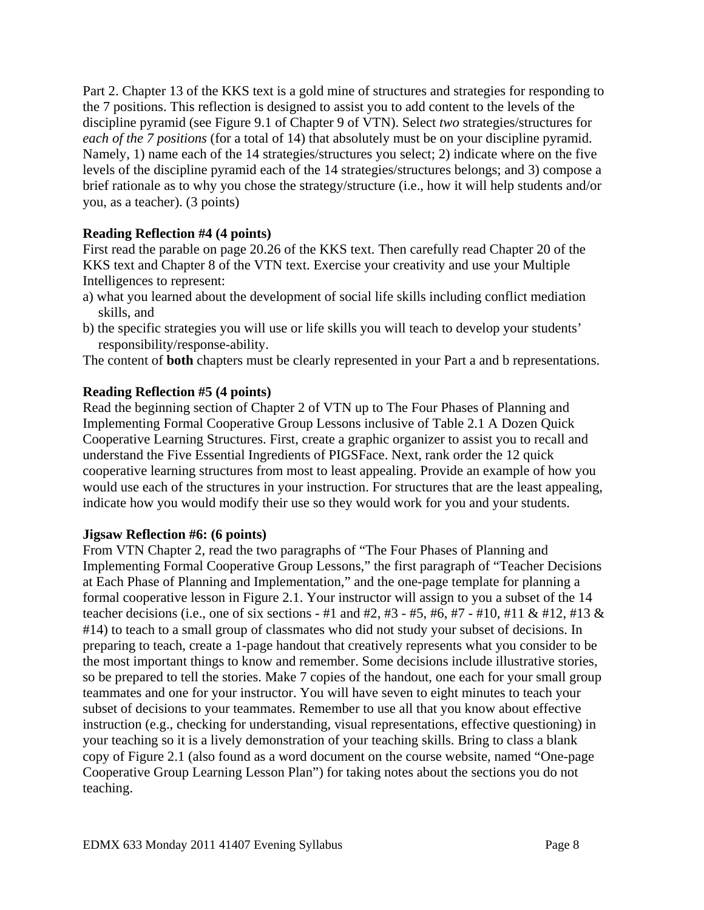Part 2. Chapter 13 of the KKS text is a gold mine of structures and strategies for responding to the 7 positions. This reflection is designed to assist you to add content to the levels of the discipline pyramid (see Figure 9.1 of Chapter 9 of VTN). Select *two* strategies/structures for *each of the 7 positions* (for a total of 14) that absolutely must be on your discipline pyramid. Namely, 1) name each of the 14 strategies/structures you select; 2) indicate where on the five levels of the discipline pyramid each of the 14 strategies/structures belongs; and 3) compose a brief rationale as to why you chose the strategy/structure (i.e., how it will help students and/or you, as a teacher). (3 points)

**Reading Reflection #4 (4 points)**

First read the parable on page 20.26 of the KKS text. Then carefully read Chapter 20 of the KKS text and Chapter 8 of the VTN text. Exercise your creativity and use your Multiple Intelligences to represent:

a) what you learned about the development of social life skills including conflict mediation skills, and
b) the specific strategies you will use or life skills you will teach to develop your students' responsibility/response-ability.

The content of **both** chapters must be clearly represented in your Part a and b representations.

**Reading Reflection #5 (4 points)**

Read the beginning section of Chapter 2 of VTN up to The Four Phases of Planning and Implementing Formal Cooperative Group Lessons inclusive of Table 2.1 A Dozen Quick Cooperative Learning Structures. First, create a graphic organizer to assist you to recall and understand the Five Essential Ingredients of PIGSFace. Next, rank order the 12 quick cooperative learning structures from most to least appealing. Provide an example of how you would use each of the structures in your instruction. For structures that are the least appealing, indicate how you would modify their use so they would work for you and your students.

**Jigsaw Reflection #6: (6 points)**

From VTN Chapter 2, read the two paragraphs of "The Four Phases of Planning and Implementing Formal Cooperative Group Lessons," the first paragraph of "Teacher Decisions at Each Phase of Planning and Implementation," and the one-page template for planning a formal cooperative lesson in Figure 2.1. Your instructor will assign to you a subset of the 14 teacher decisions (i.e., one of six sections - #1 and #2, #3 - #5, #6, #7 - #10, #11 & #12, #13 & #14) to teach to a small group of classmates who did not study your subset of decisions. In preparing to teach, create a 1-page handout that creatively represents what you consider to be the most important things to know and remember. Some decisions include illustrative stories, so be prepared to tell the stories. Make 7 copies of the handout, one each for your small group teammates and one for your instructor. You will have seven to eight minutes to teach your subset of decisions to your teammates. Remember to use all that you know about effective instruction (e.g., checking for understanding, visual representations, effective questioning) in your teaching so it is a lively demonstration of your teaching skills. Bring to class a blank copy of Figure 2.1 (also found as a word document on the course website, named "One-page Cooperative Group Learning Lesson Plan") for taking notes about the sections you do not teaching.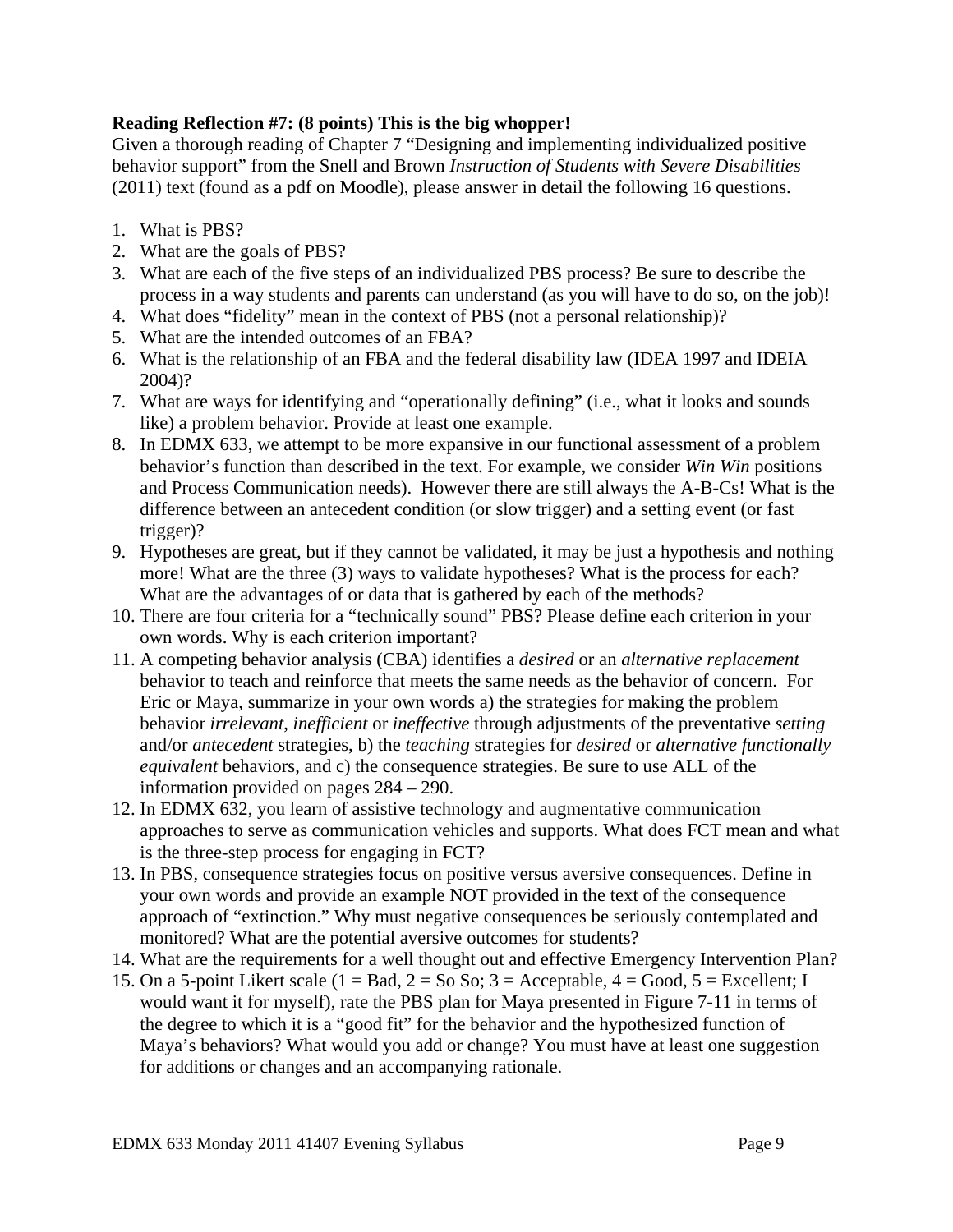**Reading Reflection #7: (8 points) This is the big whopper!**

Given a thorough reading of Chapter 7 "Designing and implementing individualized positive behavior support" from the Snell and Brown *Instruction of Students with Severe Disabilities* (2011) text (found as a pdf on Moodle), please answer in detail the following 16 questions.

1. What is PBS?
2. What are the goals of PBS?
3. What are each of the five steps of an individualized PBS process? Be sure to describe the process in a way students and parents can understand (as you will have to do so, on the job)!
4. What does "fidelity" mean in the context of PBS (not a personal relationship)?
5. What are the intended outcomes of an FBA?
6. What is the relationship of an FBA and the federal disability law (IDEA 1997 and IDEIA 2004)?
7. What are ways for identifying and "operationally defining" (i.e., what it looks and sounds like) a problem behavior. Provide at least one example.
8. In EDMX 633, we attempt to be more expansive in our functional assessment of a problem behavior's function than described in the text. For example, we consider *Win Win* positions and Process Communication needs). However there are still always the A-B-Cs! What is the difference between an antecedent condition (or slow trigger) and a setting event (or fast trigger)?
9. Hypotheses are great, but if they cannot be validated, it may be just a hypothesis and nothing more! What are the three (3) ways to validate hypotheses? What is the process for each? What are the advantages of or data that is gathered by each of the methods?
10. There are four criteria for a "technically sound" PBS? Please define each criterion in your own words. Why is each criterion important?
11. A competing behavior analysis (CBA) identifies a *desired* or an *alternative replacement* behavior to teach and reinforce that meets the same needs as the behavior of concern. For Eric or Maya, summarize in your own words a) the strategies for making the problem behavior *irrelevant*, *inefficient* or *ineffective* through adjustments of the preventative *setting* and/or *antecedent* strategies, b) the *teaching* strategies for *desired* or *alternative functionally equivalent* behaviors, and c) the consequence strategies. Be sure to use ALL of the information provided on pages 284 – 290.
12. In EDMX 632, you learn of assistive technology and augmentative communication approaches to serve as communication vehicles and supports. What does FCT mean and what is the three-step process for engaging in FCT?
13. In PBS, consequence strategies focus on positive versus aversive consequences. Define in your own words and provide an example NOT provided in the text of the consequence approach of "extinction." Why must negative consequences be seriously contemplated and monitored? What are the potential aversive outcomes for students?
14. What are the requirements for a well thought out and effective Emergency Intervention Plan?
15. On a 5-point Likert scale (1 = Bad, 2 = So So; 3 = Acceptable, 4 = Good, 5 = Excellent; I would want it for myself), rate the PBS plan for Maya presented in Figure 7-11 in terms of the degree to which it is a "good fit" for the behavior and the hypothesized function of Maya's behaviors? What would you add or change? You must have at least one suggestion for additions or changes and an accompanying rationale.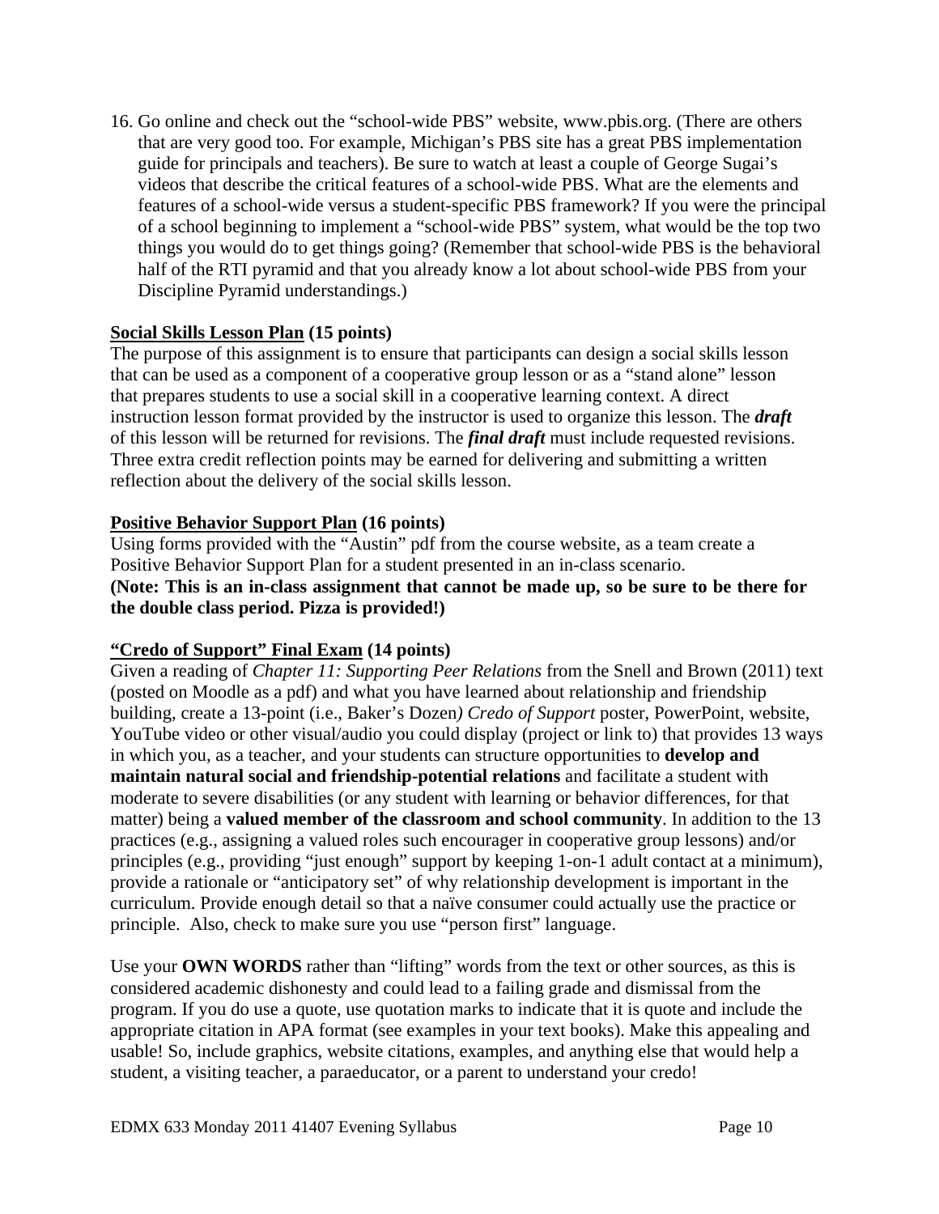16. Go online and check out the "school-wide PBS" website, www.pbis.org. (There are others that are very good too. For example, Michigan's PBS site has a great PBS implementation guide for principals and teachers). Be sure to watch at least a couple of George Sugai's videos that describe the critical features of a school-wide PBS. What are the elements and features of a school-wide versus a student-specific PBS framework? If you were the principal of a school beginning to implement a "school-wide PBS" system, what would be the top two things you would do to get things going? (Remember that school-wide PBS is the behavioral half of the RTI pyramid and that you already know a lot about school-wide PBS from your Discipline Pyramid understandings.)

**Social Skills Lesson Plan (15 points)**
The purpose of this assignment is to ensure that participants can design a social skills lesson that can be used as a component of a cooperative group lesson or as a "stand alone" lesson that prepares students to use a social skill in a cooperative learning context. A direct instruction lesson format provided by the instructor is used to organize this lesson. The ***draft*** of this lesson will be returned for revisions. The ***final draft*** must include requested revisions. Three extra credit reflection points may be earned for delivering and submitting a written reflection about the delivery of the social skills lesson.

**Positive Behavior Support Plan (16 points)**
Using forms provided with the "Austin" pdf from the course website, as a team create a Positive Behavior Support Plan for a student presented in an in-class scenario.
**(Note: This is an in-class assignment that cannot be made up, so be sure to be there for the double class period. Pizza is provided!)**

**"Credo of Support" Final Exam (14 points)**
Given a reading of *Chapter 11: Supporting Peer Relations* from the Snell and Brown (2011) text (posted on Moodle as a pdf) and what you have learned about relationship and friendship building, create a 13-point (i.e., Baker's Dozen*)* *Credo of Support* poster, PowerPoint, website, YouTube video or other visual/audio you could display (project or link to) that provides 13 ways in which you, as a teacher, and your students can structure opportunities to **develop and maintain natural social and friendship-potential relations** and facilitate a student with moderate to severe disabilities (or any student with learning or behavior differences, for that matter) being a **valued member of the classroom and school community**. In addition to the 13 practices (e.g., assigning a valued roles such encourager in cooperative group lessons) and/or principles (e.g., providing "just enough" support by keeping 1-on-1 adult contact at a minimum), provide a rationale or "anticipatory set" of why relationship development is important in the curriculum. Provide enough detail so that a naïve consumer could actually use the practice or principle. Also, check to make sure you use "person first" language.

Use your **OWN WORDS** rather than "lifting" words from the text or other sources, as this is considered academic dishonesty and could lead to a failing grade and dismissal from the program. If you do use a quote, use quotation marks to indicate that it is quote and include the appropriate citation in APA format (see examples in your text books). Make this appealing and usable! So, include graphics, website citations, examples, and anything else that would help a student, a visiting teacher, a paraeducator, or a parent to understand your credo!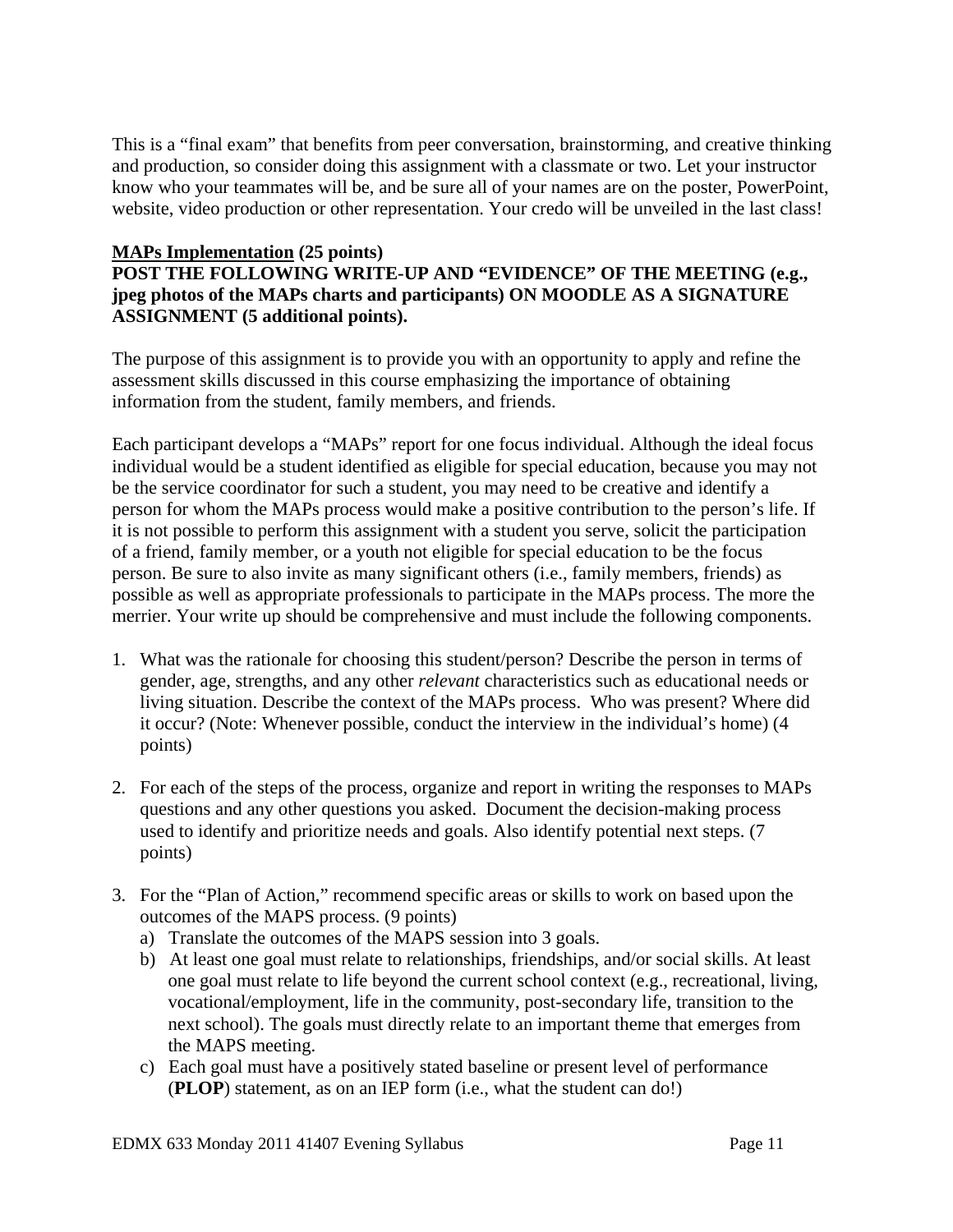This is a “final exam” that benefits from peer conversation, brainstorming, and creative thinking and production, so consider doing this assignment with a classmate or two. Let your instructor know who your teammates will be, and be sure all of your names are on the poster, PowerPoint, website, video production or other representation. Your credo will be unveiled in the last class!

**<u>MAPs Implementation</u> (25 points)**
**POST THE FOLLOWING WRITE-UP AND “EVIDENCE” OF THE MEETING (e.g., jpeg photos of the MAPs charts and participants) ON MOODLE AS A SIGNATURE ASSIGNMENT (5 additional points).**

The purpose of this assignment is to provide you with an opportunity to apply and refine the assessment skills discussed in this course emphasizing the importance of obtaining information from the student, family members, and friends.

Each participant develops a “MAPs” report for one focus individual. Although the ideal focus individual would be a student identified as eligible for special education, because you may not be the service coordinator for such a student, you may need to be creative and identify a person for whom the MAPs process would make a positive contribution to the person’s life. If it is not possible to perform this assignment with a student you serve, solicit the participation of a friend, family member, or a youth not eligible for special education to be the focus person. Be sure to also invite as many significant others (i.e., family members, friends) as possible as well as appropriate professionals to participate in the MAPs process. The more the merrier. Your write up should be comprehensive and must include the following components.

1. What was the rationale for choosing this student/person? Describe the person in terms of gender, age, strengths, and any other *relevant* characteristics such as educational needs or living situation. Describe the context of the MAPs process. Who was present? Where did it occur? (Note: Whenever possible, conduct the interview in the individual’s home) (4 points)

2. For each of the steps of the process, organize and report in writing the responses to MAPs questions and any other questions you asked. Document the decision-making process used to identify and prioritize needs and goals. Also identify potential next steps. (7 points)

3. For the “Plan of Action,” recommend specific areas or skills to work on based upon the outcomes of the MAPS process. (9 points)
   a) Translate the outcomes of the MAPS session into 3 goals.
   b) At least one goal must relate to relationships, friendships, and/or social skills. At least one goal must relate to life beyond the current school context (e.g., recreational, living, vocational/employment, life in the community, post-secondary life, transition to the next school). The goals must directly relate to an important theme that emerges from the MAPS meeting.
   c) Each goal must have a positively stated baseline or present level of performance (**PLOP**) statement, as on an IEP form (i.e., what the student can do!)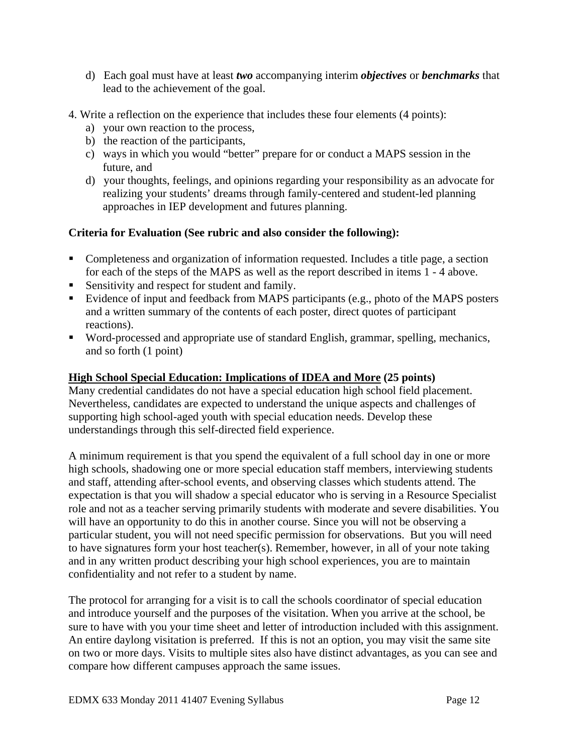d) Each goal must have at least ***two*** accompanying interim ***objectives*** or ***benchmarks*** that lead to the achievement of the goal.

4. Write a reflection on the experience that includes these four elements (4 points):
   a) your own reaction to the process,
   b) the reaction of the participants,
   c) ways in which you would "better" prepare for or conduct a MAPS session in the future, and
   d) your thoughts, feelings, and opinions regarding your responsibility as an advocate for realizing your students' dreams through family-centered and student-led planning approaches in IEP development and futures planning.

**Criteria for Evaluation (See rubric and also consider the following):**

- Completeness and organization of information requested. Includes a title page, a section for each of the steps of the MAPS as well as the report described in items 1 - 4 above.
- Sensitivity and respect for student and family.
- Evidence of input and feedback from MAPS participants (e.g., photo of the MAPS posters and a written summary of the contents of each poster, direct quotes of participant reactions).
- Word-processed and appropriate use of standard English, grammar, spelling, mechanics, and so forth (1 point)

**<u>High School Special Education: Implications of IDEA and More</u> (25 points)**
Many credential candidates do not have a special education high school field placement. Nevertheless, candidates are expected to understand the unique aspects and challenges of supporting high school-aged youth with special education needs. Develop these understandings through this self-directed field experience.

A minimum requirement is that you spend the equivalent of a full school day in one or more high schools, shadowing one or more special education staff members, interviewing students and staff, attending after-school events, and observing classes which students attend. The expectation is that you will shadow a special educator who is serving in a Resource Specialist role and not as a teacher serving primarily students with moderate and severe disabilities. You will have an opportunity to do this in another course. Since you will not be observing a particular student, you will not need specific permission for observations. But you will need to have signatures form your host teacher(s). Remember, however, in all of your note taking and in any written product describing your high school experiences, you are to maintain confidentiality and not refer to a student by name.

The protocol for arranging for a visit is to call the schools coordinator of special education and introduce yourself and the purposes of the visitation. When you arrive at the school, be sure to have with you your time sheet and letter of introduction included with this assignment. An entire daylong visitation is preferred. If this is not an option, you may visit the same site on two or more days. Visits to multiple sites also have distinct advantages, as you can see and compare how different campuses approach the same issues.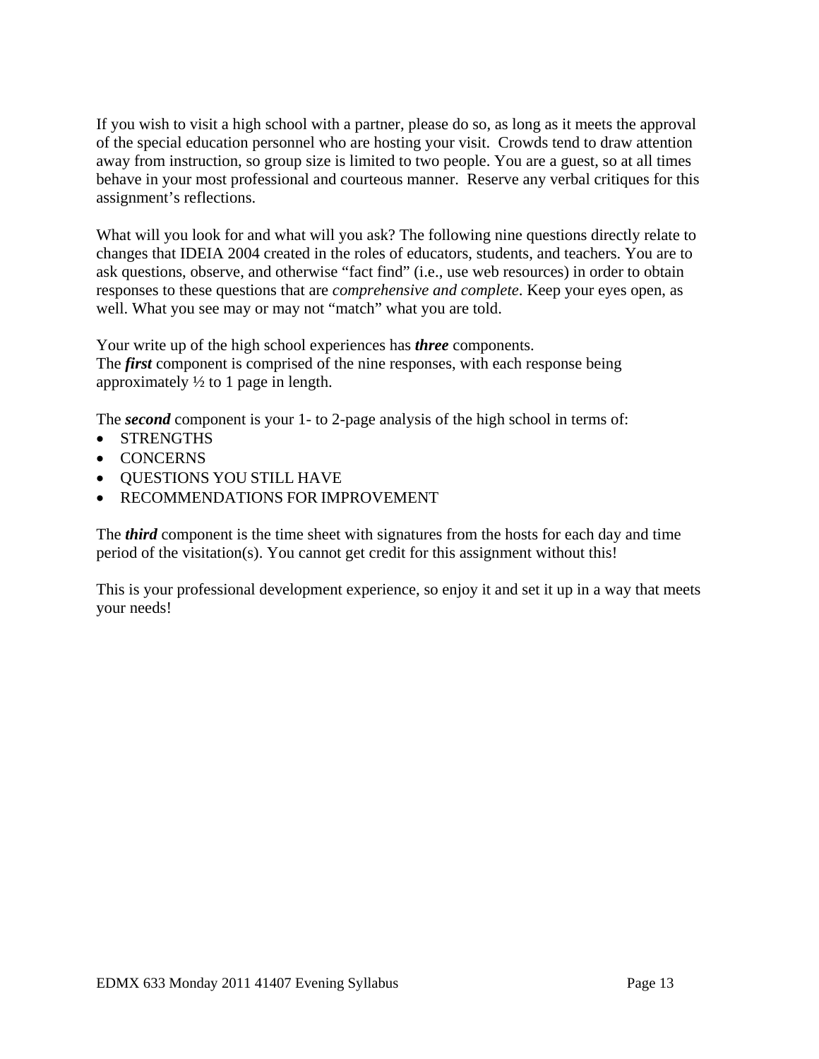If you wish to visit a high school with a partner, please do so, as long as it meets the approval of the special education personnel who are hosting your visit. Crowds tend to draw attention away from instruction, so group size is limited to two people. You are a guest, so at all times behave in your most professional and courteous manner. Reserve any verbal critiques for this assignment's reflections.

What will you look for and what will you ask? The following nine questions directly relate to changes that IDEIA 2004 created in the roles of educators, students, and teachers. You are to ask questions, observe, and otherwise "fact find" (i.e., use web resources) in order to obtain responses to these questions that are *comprehensive and complete*. Keep your eyes open, as well. What you see may or may not "match" what you are told.

Your write up of the high school experiences has ***three*** components.
The ***first*** component is comprised of the nine responses, with each response being approximately ½ to 1 page in length.

The ***second*** component is your 1- to 2-page analysis of the high school in terms of:

- STRENGTHS
- CONCERNS
- QUESTIONS YOU STILL HAVE
- RECOMMENDATIONS FOR IMPROVEMENT

The ***third*** component is the time sheet with signatures from the hosts for each day and time period of the visitation(s). You cannot get credit for this assignment without this!

This is your professional development experience, so enjoy it and set it up in a way that meets your needs!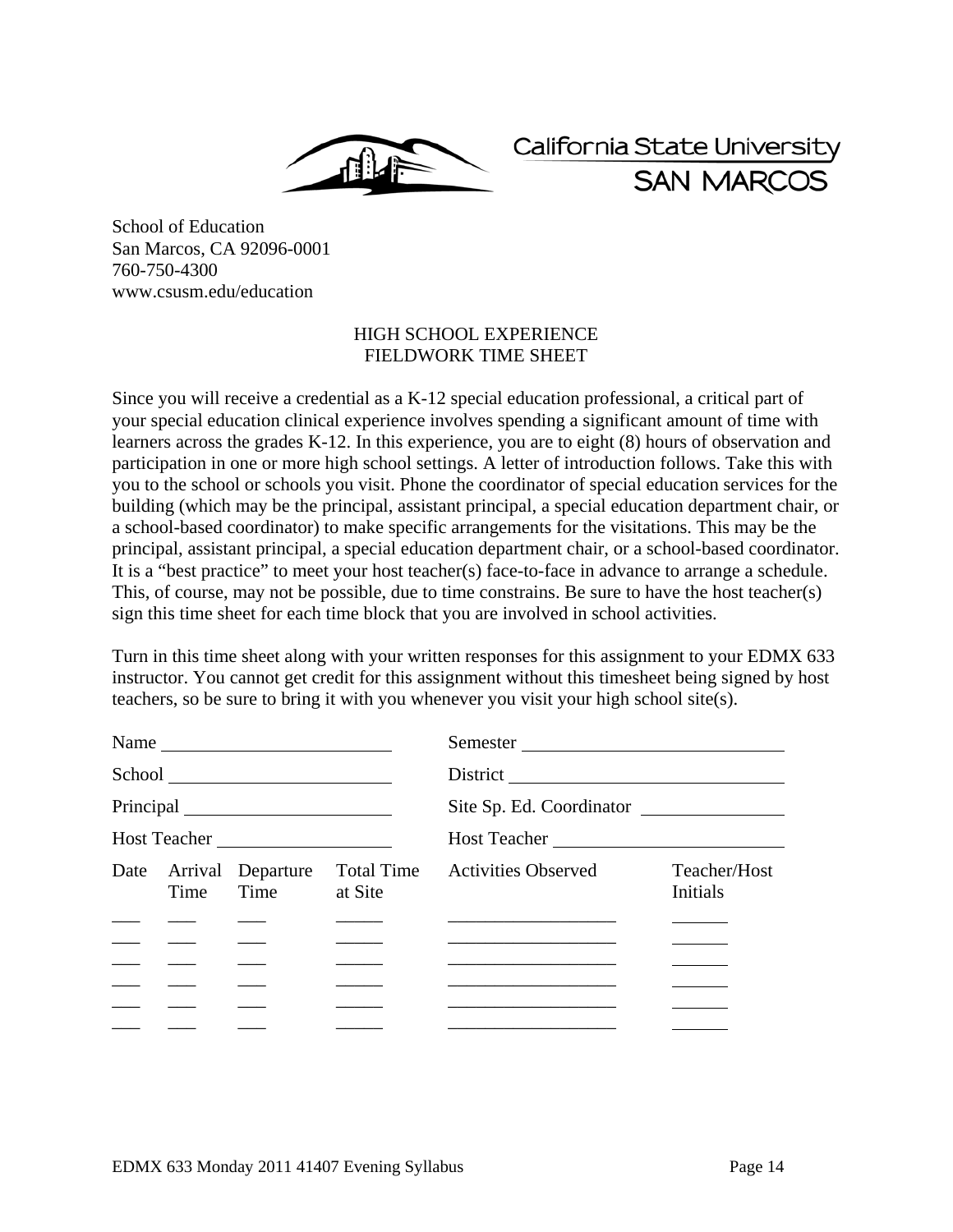California State University
SAN MARCOS

School of Education
San Marcos, CA 92096-0001
760-750-4300
www.csusm.edu/education

# HIGH SCHOOL EXPERIENCE
# FIELDWORK TIME SHEET

Since you will receive a credential as a K-12 special education professional, a critical part of your special education clinical experience involves spending a significant amount of time with learners across the grades K-12. In this experience, you are to eight (8) hours of observation and participation in one or more high school settings. A letter of introduction follows. Take this with you to the school or schools you visit. Phone the coordinator of special education services for the building (which may be the principal, assistant principal, a special education department chair, or a school-based coordinator) to make specific arrangements for the visitations. This may be the principal, assistant principal, a special education department chair, or a school-based coordinator. It is a "best practice" to meet your host teacher(s) face-to-face in advance to arrange a schedule. This, of course, may not be possible, due to time constrains. Be sure to have the host teacher(s) sign this time sheet for each time block that you are involved in school activities.

Turn in this time sheet along with your written responses for this assignment to your EDMX 633 instructor. You cannot get credit for this assignment without this timesheet being signed by host teachers, so be sure to bring it with you whenever you visit your high school site(s).

Name ________________________ Semester ____________________________

School ________________________ District ____________________________

Principal ______________________ Site Sp. Ed. Coordinator _______________

Host Teacher ___________________ Host Teacher _________________________

| Date | Arrival Time | Departure Time | Total Time at Site | Activities Observed | Teacher/Host Initials |
|---|---|---|---|---|---|
| ___ | ___ | ___ | _____ | __________________ | ______ |
| ___ | ___ | ___ | _____ | __________________ | ______ |
| ___ | ___ | ___ | _____ | __________________ | ______ |
| ___ | ___ | ___ | _____ | __________________ | ______ |
| ___ | ___ | ___ | _____ | __________________ | ______ |
| ___ | ___ | ___ | _____ | __________________ | ______ |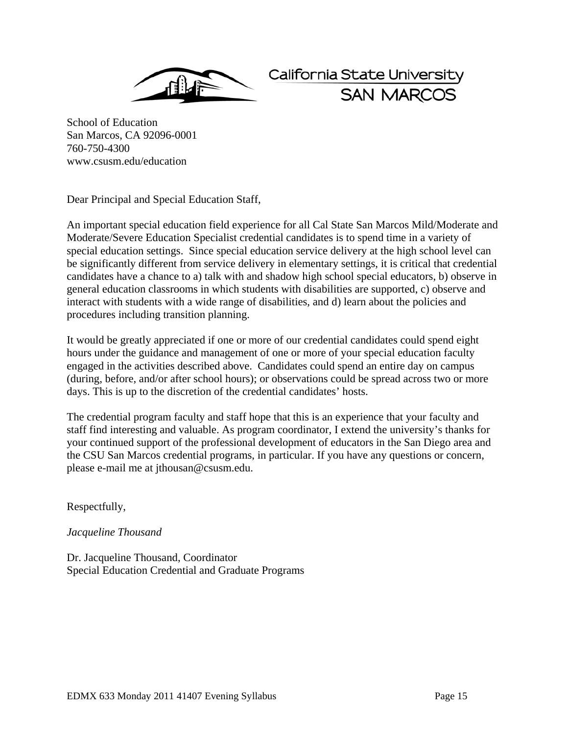California State University
SAN MARCOS

School of Education
San Marcos, CA 92096-0001
760-750-4300
www.csusm.edu/education

Dear Principal and Special Education Staff,

An important special education field experience for all Cal State San Marcos Mild/Moderate and Moderate/Severe Education Specialist credential candidates is to spend time in a variety of special education settings. Since special education service delivery at the high school level can be significantly different from service delivery in elementary settings, it is critical that credential candidates have a chance to a) talk with and shadow high school special educators, b) observe in general education classrooms in which students with disabilities are supported, c) observe and interact with students with a wide range of disabilities, and d) learn about the policies and procedures including transition planning.

It would be greatly appreciated if one or more of our credential candidates could spend eight hours under the guidance and management of one or more of your special education faculty engaged in the activities described above. Candidates could spend an entire day on campus (during, before, and/or after school hours); or observations could be spread across two or more days. This is up to the discretion of the credential candidates' hosts.

The credential program faculty and staff hope that this is an experience that your faculty and staff find interesting and valuable. As program coordinator, I extend the university's thanks for your continued support of the professional development of educators in the San Diego area and the CSU San Marcos credential programs, in particular. If you have any questions or concern, please e-mail me at jthousan@csusm.edu.

Respectfully,

*Jacqueline Thousand*

Dr. Jacqueline Thousand, Coordinator
Special Education Credential and Graduate Programs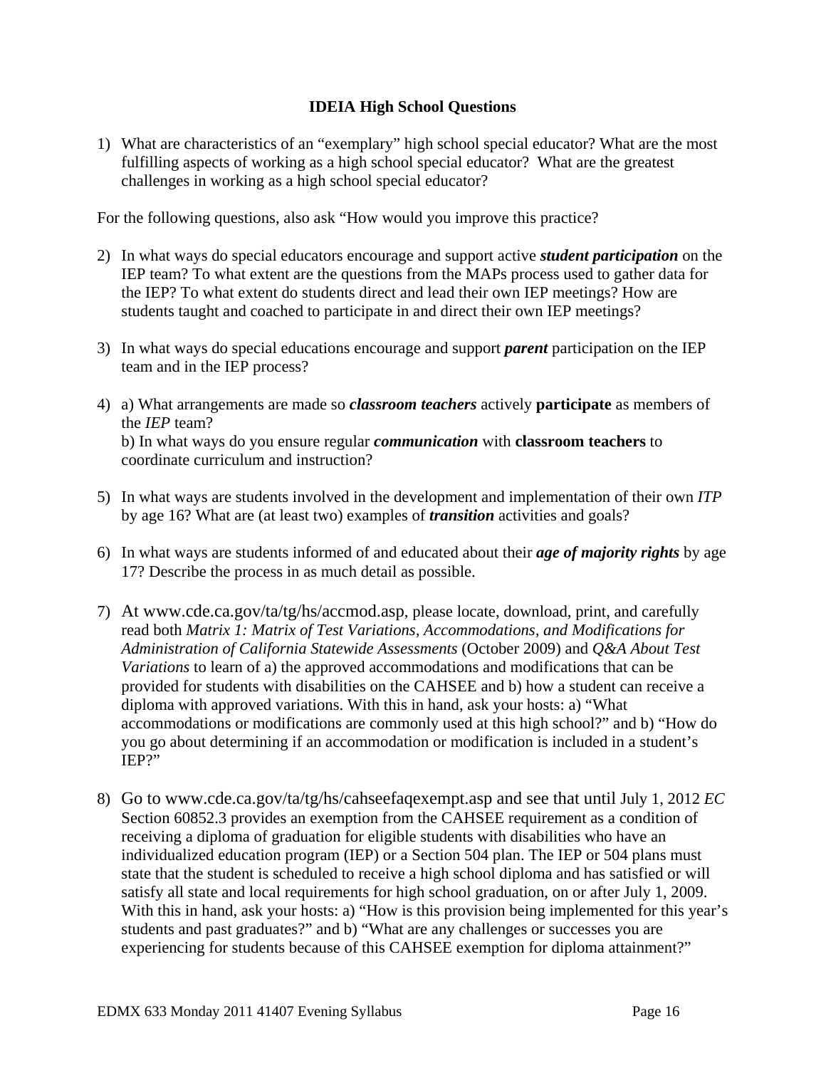**IDEIA High School Questions**

1) What are characteristics of an "exemplary" high school special educator? What are the most fulfilling aspects of working as a high school special educator? What are the greatest challenges in working as a high school special educator?

For the following questions, also ask "How would you improve this practice?

2) In what ways do special educators encourage and support active ***student participation*** on the IEP team? To what extent are the questions from the MAPs process used to gather data for the IEP? To what extent do students direct and lead their own IEP meetings? How are students taught and coached to participate in and direct their own IEP meetings?

3) In what ways do special educations encourage and support ***parent*** participation on the IEP team and in the IEP process?

4) a) What arrangements are made so ***classroom teachers*** actively **participate** as members of the *IEP* team?
   b) In what ways do you ensure regular ***communication*** with **classroom teachers** to coordinate curriculum and instruction?

5) In what ways are students involved in the development and implementation of their own *ITP* by age 16? What are (at least two) examples of ***transition*** activities and goals?

6) In what ways are students informed of and educated about their ***age of majority rights*** by age 17? Describe the process in as much detail as possible.

7) At www.cde.ca.gov/ta/tg/hs/accmod.asp, please locate, download, print, and carefully read both *Matrix 1: Matrix of Test Variations, Accommodations, and Modifications for Administration of California Statewide Assessments* (October 2009) and *Q&A About Test Variations* to learn of a) the approved accommodations and modifications that can be provided for students with disabilities on the CAHSEE and b) how a student can receive a diploma with approved variations. With this in hand, ask your hosts: a) "What accommodations or modifications are commonly used at this high school?" and b) "How do you go about determining if an accommodation or modification is included in a student's IEP?"

8) Go to www.cde.ca.gov/ta/tg/hs/cahseefaqexempt.asp and see that until July 1, 2012 *EC* Section 60852.3 provides an exemption from the CAHSEE requirement as a condition of receiving a diploma of graduation for eligible students with disabilities who have an individualized education program (IEP) or a Section 504 plan. The IEP or 504 plans must state that the student is scheduled to receive a high school diploma and has satisfied or will satisfy all state and local requirements for high school graduation, on or after July 1, 2009. With this in hand, ask your hosts: a) "How is this provision being implemented for this year's students and past graduates?" and b) "What are any challenges or successes you are experiencing for students because of this CAHSEE exemption for diploma attainment?"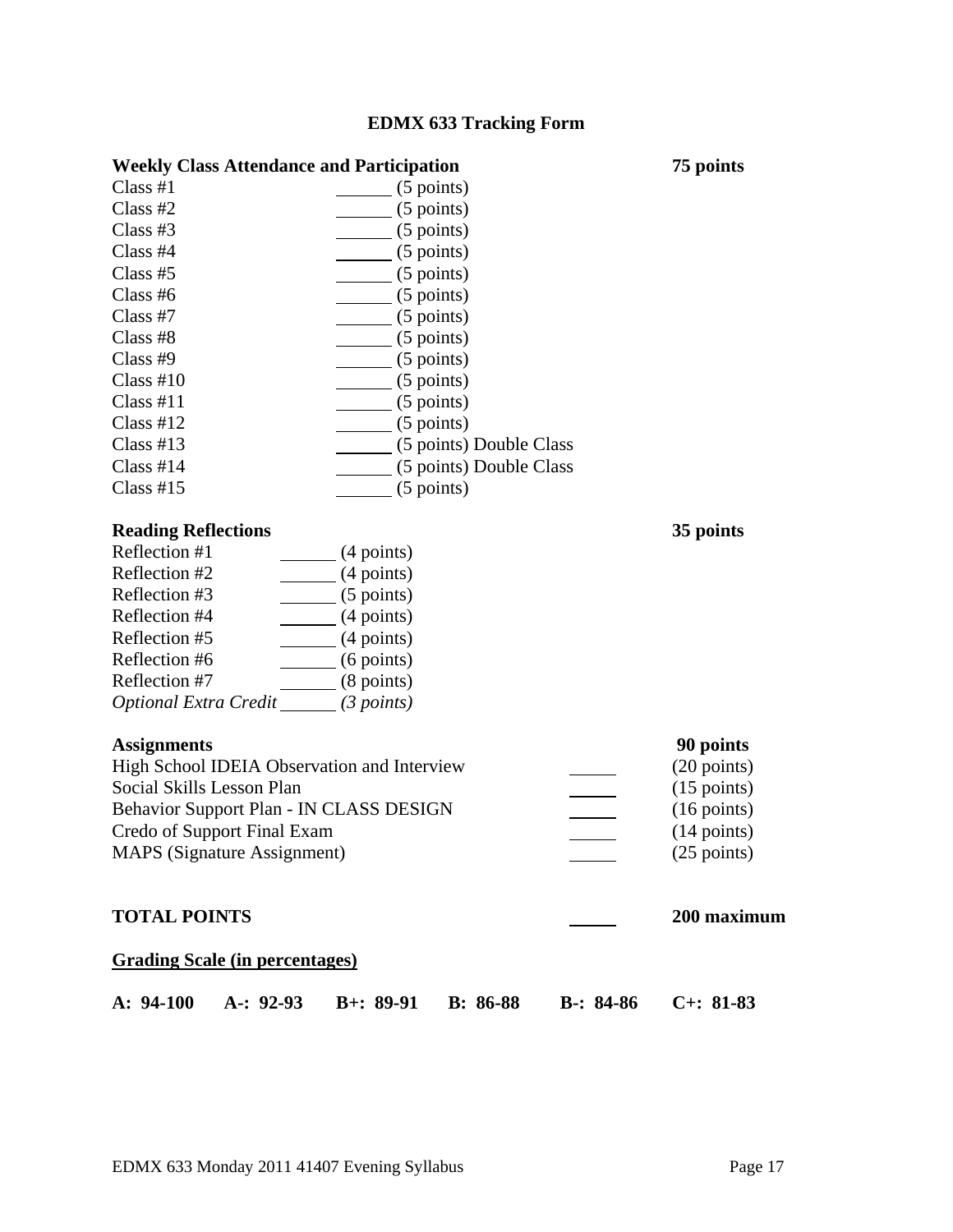# EDMX 633 Tracking Form

| **Weekly Class Attendance and Participation** | | **75 points** |
|---|---|---|
| Class #1 | ______ (5 points) | |
| Class #2 | ______ (5 points) | |
| Class #3 | ______ (5 points) | |
| Class #4 | ______ (5 points) | |
| Class #5 | ______ (5 points) | |
| Class #6 | ______ (5 points) | |
| Class #7 | ______ (5 points) | |
| Class #8 | ______ (5 points) | |
| Class #9 | ______ (5 points) | |
| Class #10 | ______ (5 points) | |
| Class #11 | ______ (5 points) | |
| Class #12 | ______ (5 points) | |
| Class #13 | ______ (5 points) Double Class | |
| Class #14 | ______ (5 points) Double Class | |
| Class #15 | ______ (5 points) | |

| **Reading Reflections** | | **35 points** |
|---|---|---|
| Reflection #1 | ______ (4 points) | |
| Reflection #2 | ______ (4 points) | |
| Reflection #3 | ______ (5 points) | |
| Reflection #4 | ______ (4 points) | |
| Reflection #5 | ______ (4 points) | |
| Reflection #6 | ______ (6 points) | |
| Reflection #7 | ______ (8 points) | |
| *Optional Extra Credit* | ______ *(3 points)* | |

| **Assignments** | | **90 points** |
|---|---|---|
| High School IDEIA Observation and Interview | ______ | (20 points) |
| Social Skills Lesson Plan | ______ | (15 points) |
| Behavior Support Plan - IN CLASS DESIGN | ______ | (16 points) |
| Credo of Support Final Exam | ______ | (14 points) |
| MAPS (Signature Assignment) | ______ | (25 points) |

| **TOTAL POINTS** | ______ | **200 maximum** |
|---|---|---|

**<u>Grading Scale (in percentages)</u>**

**A: 94-100 A-: 92-93 B+: 89-91 B: 86-88 B-: 84-86 C+: 81-83**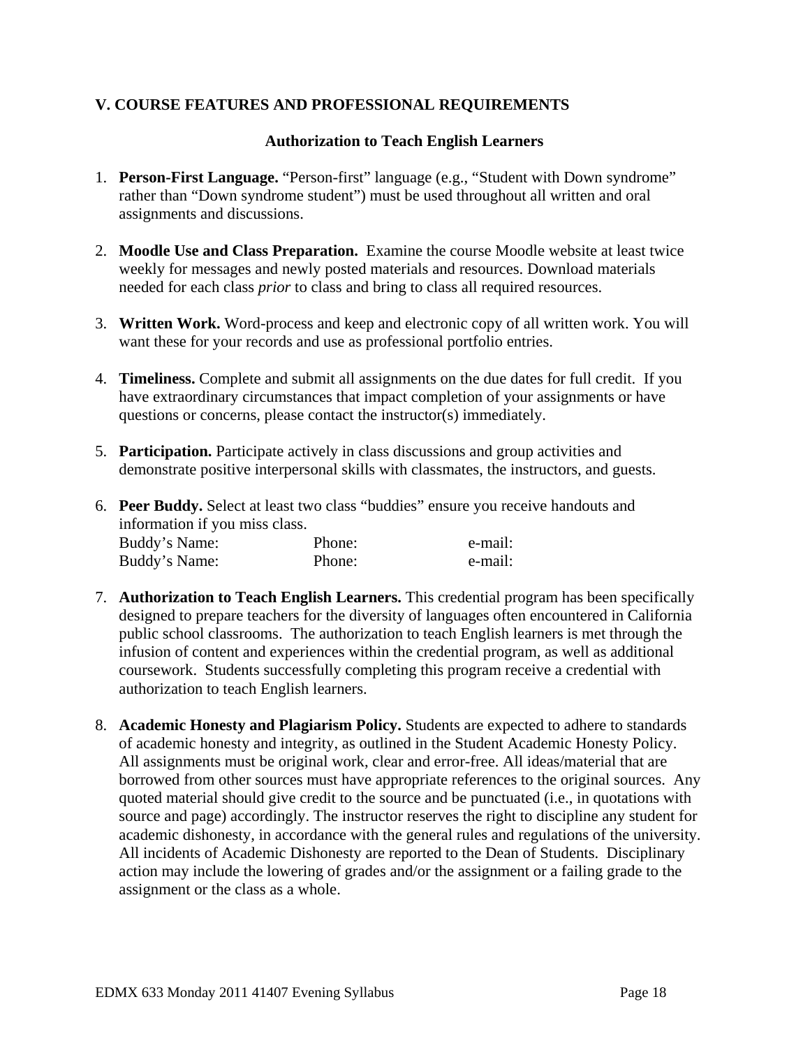## V. COURSE FEATURES AND PROFESSIONAL REQUIREMENTS

### Authorization to Teach English Learners

1. **Person-First Language.** "Person-first" language (e.g., "Student with Down syndrome" rather than "Down syndrome student") must be used throughout all written and oral assignments and discussions.

2. **Moodle Use and Class Preparation.** Examine the course Moodle website at least twice weekly for messages and newly posted materials and resources. Download materials needed for each class *prior* to class and bring to class all required resources.

3. **Written Work.** Word-process and keep and electronic copy of all written work. You will want these for your records and use as professional portfolio entries.

4. **Timeliness.** Complete and submit all assignments on the due dates for full credit. If you have extraordinary circumstances that impact completion of your assignments or have questions or concerns, please contact the instructor(s) immediately.

5. **Participation.** Participate actively in class discussions and group activities and demonstrate positive interpersonal skills with classmates, the instructors, and guests.

6. **Peer Buddy.** Select at least two class "buddies" ensure you receive handouts and information if you miss class.
   Buddy's Name: Phone: e-mail:
   Buddy's Name: Phone: e-mail:

7. **Authorization to Teach English Learners.** This credential program has been specifically designed to prepare teachers for the diversity of languages often encountered in California public school classrooms. The authorization to teach English learners is met through the infusion of content and experiences within the credential program, as well as additional coursework. Students successfully completing this program receive a credential with authorization to teach English learners.

8. **Academic Honesty and Plagiarism Policy.** Students are expected to adhere to standards of academic honesty and integrity, as outlined in the Student Academic Honesty Policy. All assignments must be original work, clear and error-free. All ideas/material that are borrowed from other sources must have appropriate references to the original sources. Any quoted material should give credit to the source and be punctuated (i.e., in quotations with source and page) accordingly. The instructor reserves the right to discipline any student for academic dishonesty, in accordance with the general rules and regulations of the university. All incidents of Academic Dishonesty are reported to the Dean of Students. Disciplinary action may include the lowering of grades and/or the assignment or a failing grade to the assignment or the class as a whole.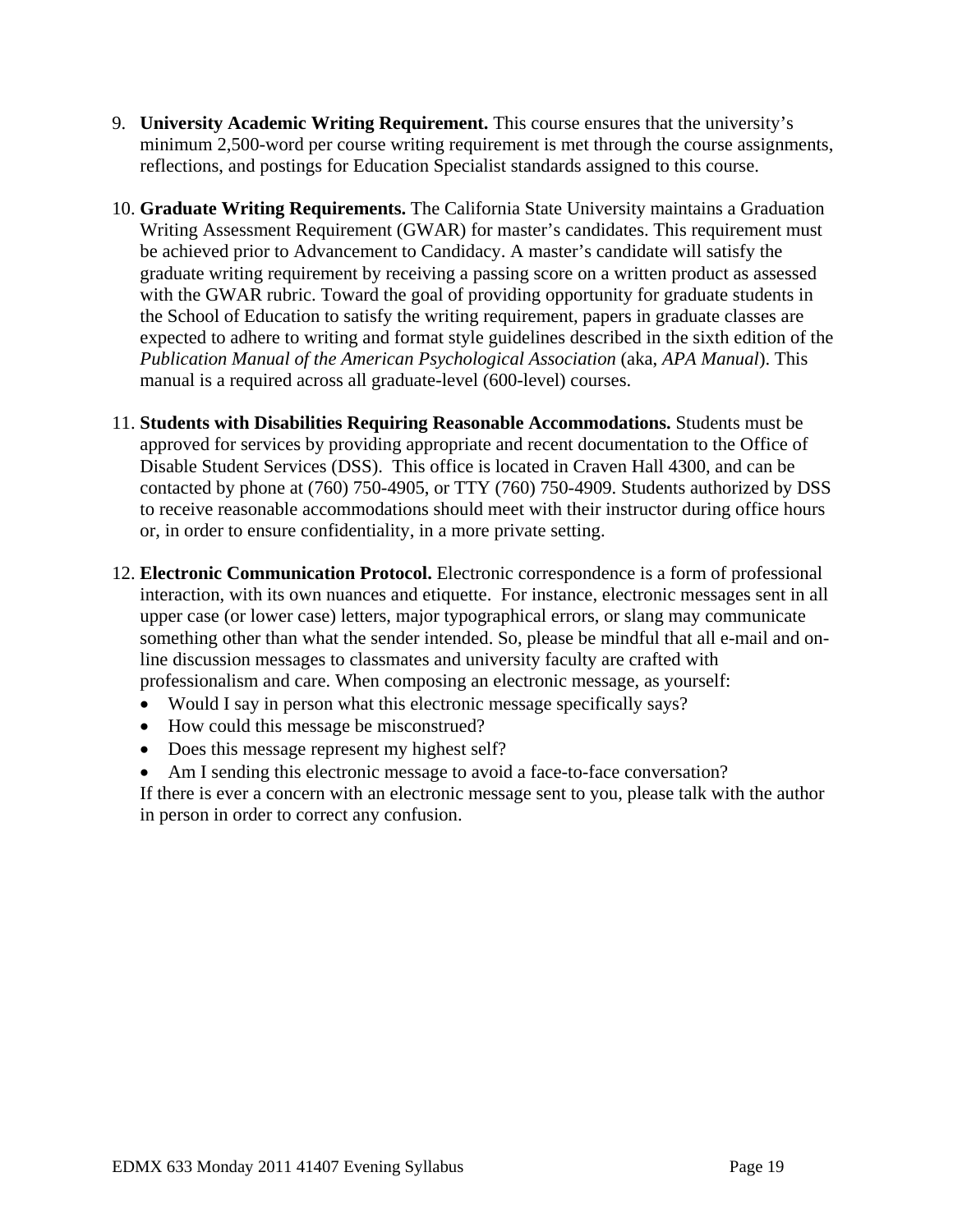9. **University Academic Writing Requirement.** This course ensures that the university's minimum 2,500-word per course writing requirement is met through the course assignments, reflections, and postings for Education Specialist standards assigned to this course.

10. **Graduate Writing Requirements.** The California State University maintains a Graduation Writing Assessment Requirement (GWAR) for master's candidates. This requirement must be achieved prior to Advancement to Candidacy. A master's candidate will satisfy the graduate writing requirement by receiving a passing score on a written product as assessed with the GWAR rubric. Toward the goal of providing opportunity for graduate students in the School of Education to satisfy the writing requirement, papers in graduate classes are expected to adhere to writing and format style guidelines described in the sixth edition of the *Publication Manual of the American Psychological Association* (aka, *APA Manual*). This manual is a required across all graduate-level (600-level) courses.

11. **Students with Disabilities Requiring Reasonable Accommodations.** Students must be approved for services by providing appropriate and recent documentation to the Office of Disable Student Services (DSS). This office is located in Craven Hall 4300, and can be contacted by phone at (760) 750-4905, or TTY (760) 750-4909. Students authorized by DSS to receive reasonable accommodations should meet with their instructor during office hours or, in order to ensure confidentiality, in a more private setting.

12. **Electronic Communication Protocol.** Electronic correspondence is a form of professional interaction, with its own nuances and etiquette. For instance, electronic messages sent in all upper case (or lower case) letters, major typographical errors, or slang may communicate something other than what the sender intended. So, please be mindful that all e-mail and on-line discussion messages to classmates and university faculty are crafted with professionalism and care. When composing an electronic message, as yourself:
    - Would I say in person what this electronic message specifically says?
    - How could this message be misconstrued?
    - Does this message represent my highest self?
    - Am I sending this electronic message to avoid a face-to-face conversation?

    If there is ever a concern with an electronic message sent to you, please talk with the author in person in order to correct any confusion.